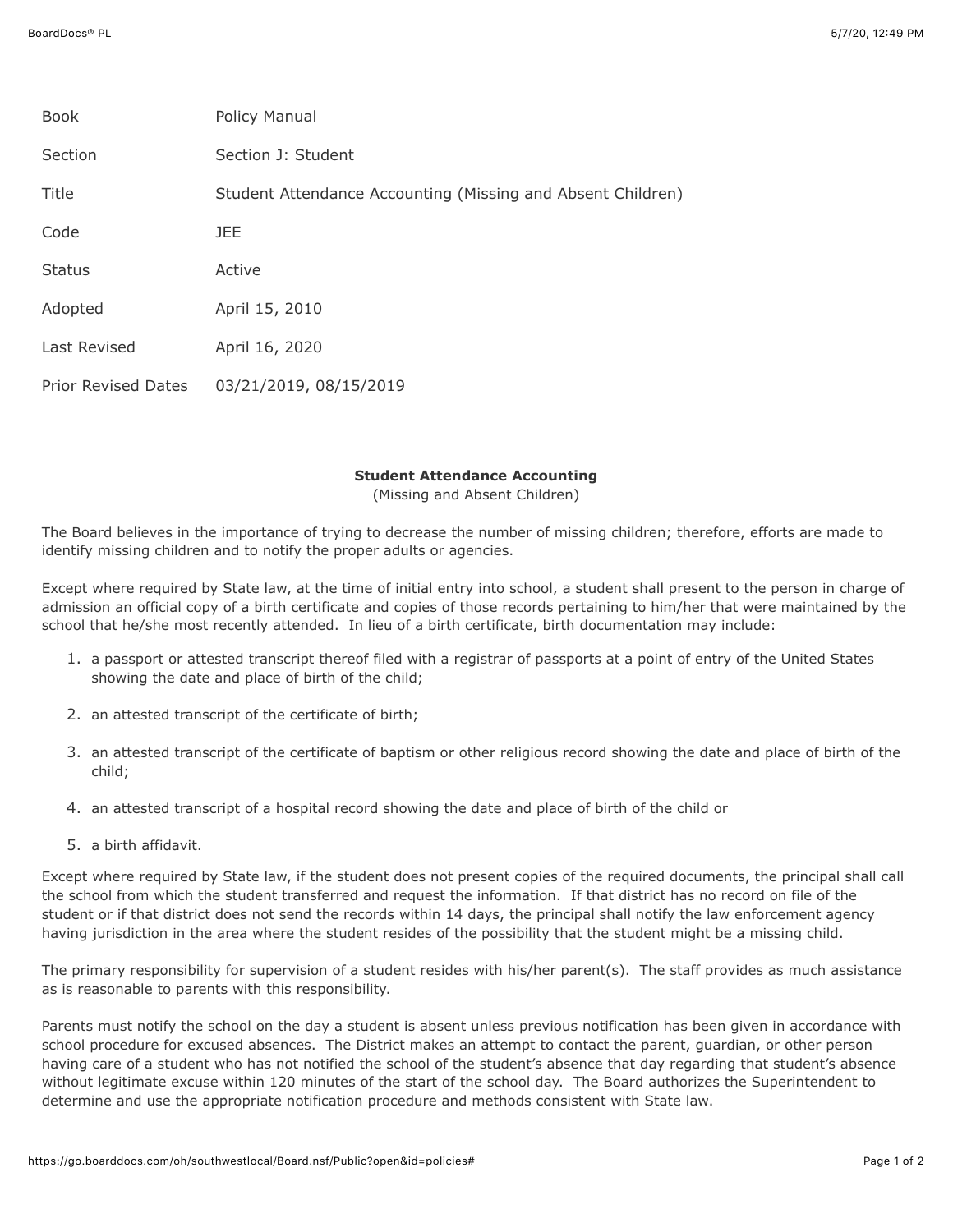| | |
|---|---|
| Book | Policy Manual |
| Section | Section J: Student |
| Title | Student Attendance Accounting (Missing and Absent Children) |
| Code | JEE |
| Status | Active |
| Adopted | April 15, 2010 |
| Last Revised | April 16, 2020 |
| Prior Revised Dates | 03/21/2019, 08/15/2019 |

## Student Attendance Accounting

(Missing and Absent Children)

The Board believes in the importance of trying to decrease the number of missing children; therefore, efforts are made to identify missing children and to notify the proper adults or agencies.

Except where required by State law, at the time of initial entry into school, a student shall present to the person in charge of admission an official copy of a birth certificate and copies of those records pertaining to him/her that were maintained by the school that he/she most recently attended. In lieu of a birth certificate, birth documentation may include:

1. a passport or attested transcript thereof filed with a registrar of passports at a point of entry of the United States showing the date and place of birth of the child;
2. an attested transcript of the certificate of birth;
3. an attested transcript of the certificate of baptism or other religious record showing the date and place of birth of the child;
4. an attested transcript of a hospital record showing the date and place of birth of the child or
5. a birth affidavit.

Except where required by State law, if the student does not present copies of the required documents, the principal shall call the school from which the student transferred and request the information. If that district has no record on file of the student or if that district does not send the records within 14 days, the principal shall notify the law enforcement agency having jurisdiction in the area where the student resides of the possibility that the student might be a missing child.

The primary responsibility for supervision of a student resides with his/her parent(s). The staff provides as much assistance as is reasonable to parents with this responsibility.

Parents must notify the school on the day a student is absent unless previous notification has been given in accordance with school procedure for excused absences. The District makes an attempt to contact the parent, guardian, or other person having care of a student who has not notified the school of the student's absence that day regarding that student's absence without legitimate excuse within 120 minutes of the start of the school day. The Board authorizes the Superintendent to determine and use the appropriate notification procedure and methods consistent with State law.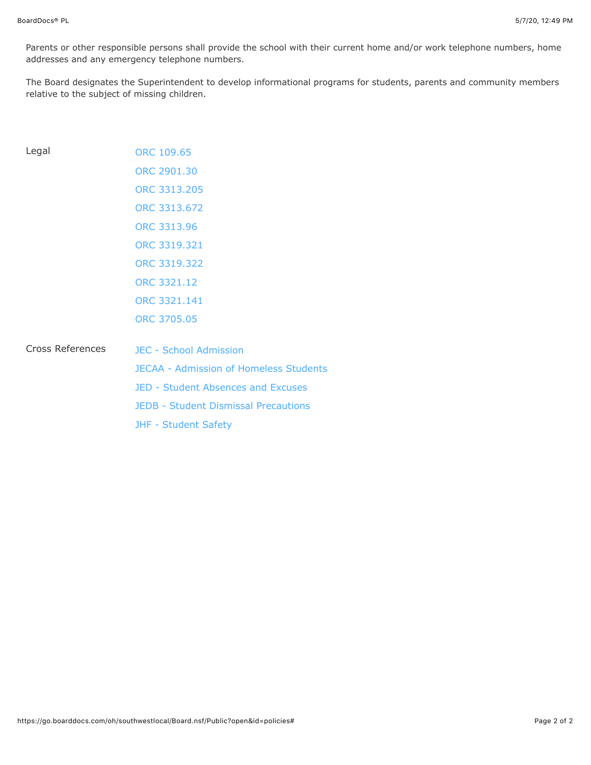Parents or other responsible persons shall provide the school with their current home and/or work telephone numbers, home addresses and any emergency telephone numbers.

The Board designates the Superintendent to develop informational programs for students, parents and community members relative to the subject of missing children.

| | |
|---|---|
| Legal | ORC 109.65 |
| | ORC 2901.30 |
| | ORC 3313.205 |
| | ORC 3313.672 |
| | ORC 3313.96 |
| | ORC 3319.321 |
| | ORC 3319.322 |
| | ORC 3321.12 |
| | ORC 3321.141 |
| | ORC 3705.05 |
| Cross References | JEC - School Admission |
| | JECAA - Admission of Homeless Students |
| | JED - Student Absences and Excuses |
| | JEDB - Student Dismissal Precautions |
| | JHF - Student Safety |